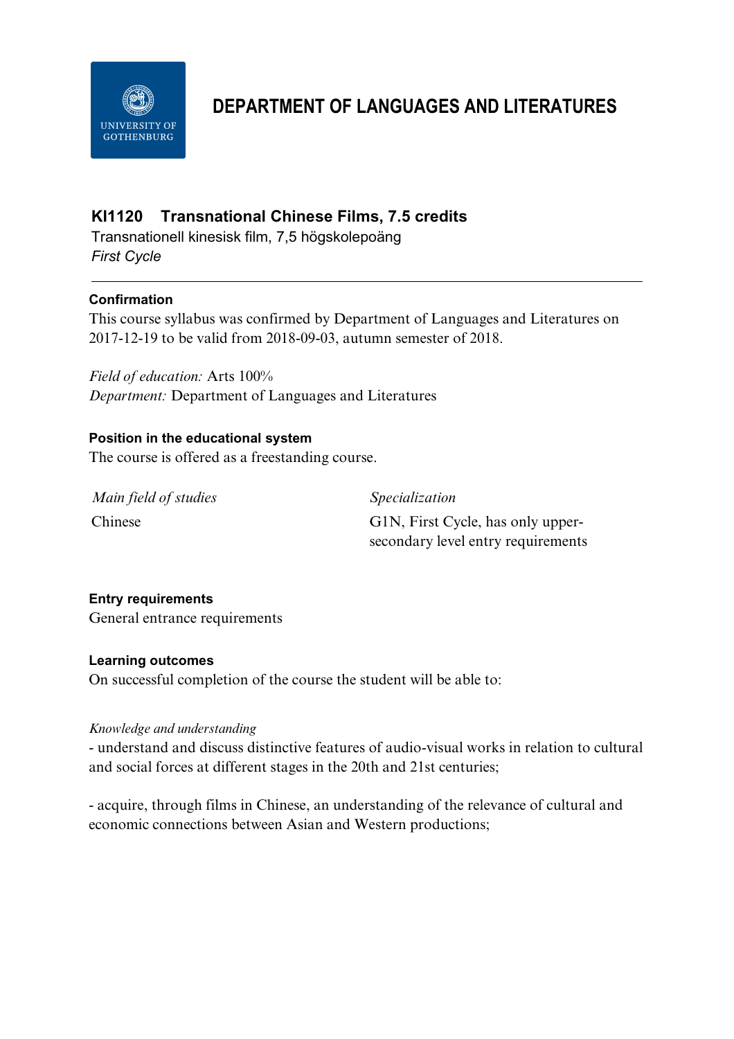# DEPARTMENT OF LANGUAGES AND LITERATURES

## KI1120 Transnational Chinese Films, 7.5 credits

Transnationell kinesisk film, 7,5 högskolepoäng

*First Cycle*

---

### Confirmation

This course syllabus was confirmed by Department of Languages and Literatures on 2017-12-19 to be valid from 2018-09-03, autumn semester of 2018.

*Field of education:* Arts 100%

*Department:* Department of Languages and Literatures

### Position in the educational system

The course is offered as a freestanding course.

| *Main field of studies* | *Specialization* |
|---|---|
| Chinese | G1N, First Cycle, has only upper-secondary level entry requirements |

### Entry requirements

General entrance requirements

### Learning outcomes

On successful completion of the course the student will be able to:

*Knowledge and understanding*

- understand and discuss distinctive features of audio-visual works in relation to cultural and social forces at different stages in the 20th and 21st centuries;

- acquire, through films in Chinese, an understanding of the relevance of cultural and economic connections between Asian and Western productions;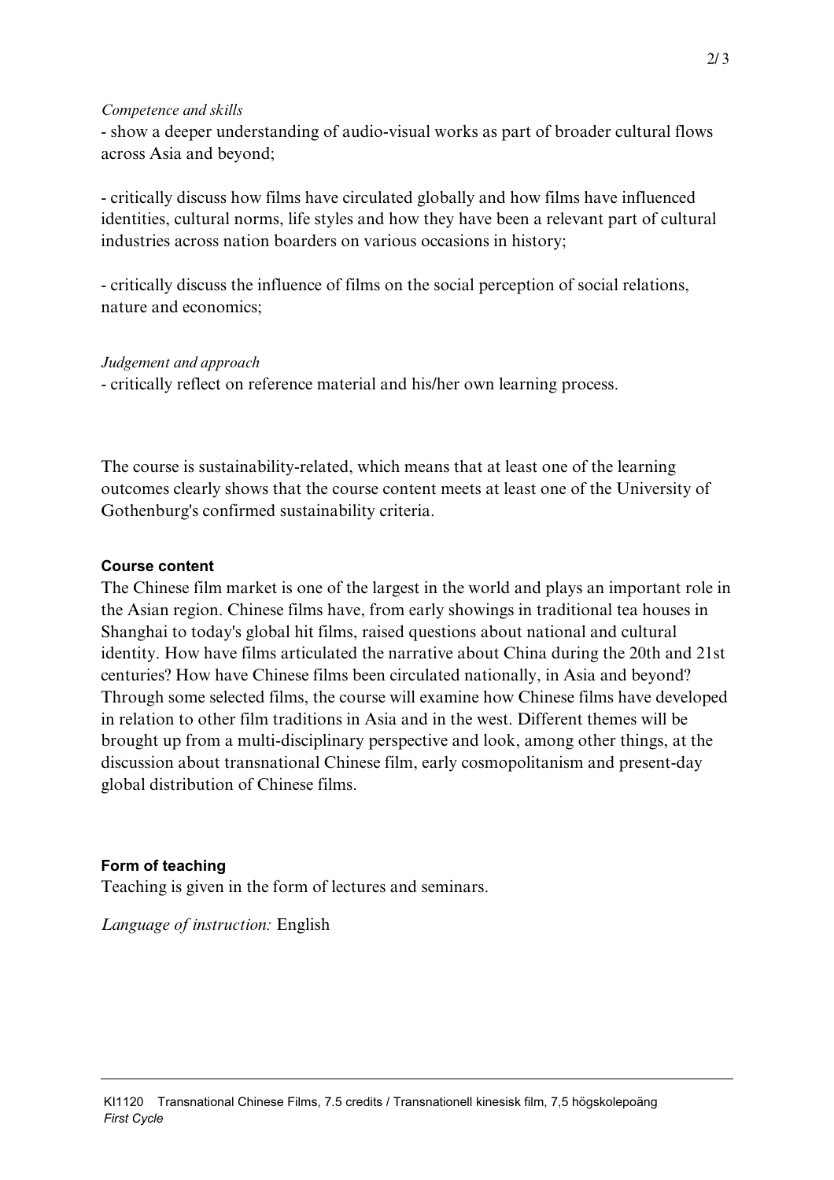*Competence and skills*

- show a deeper understanding of audio-visual works as part of broader cultural flows across Asia and beyond;

- critically discuss how films have circulated globally and how films have influenced identities, cultural norms, life styles and how they have been a relevant part of cultural industries across nation boarders on various occasions in history;

- critically discuss the influence of films on the social perception of social relations, nature and economics;

*Judgement and approach*

- critically reflect on reference material and his/her own learning process.

The course is sustainability-related, which means that at least one of the learning outcomes clearly shows that the course content meets at least one of the University of Gothenburg's confirmed sustainability criteria.

## Course content

The Chinese film market is one of the largest in the world and plays an important role in the Asian region. Chinese films have, from early showings in traditional tea houses in Shanghai to today's global hit films, raised questions about national and cultural identity. How have films articulated the narrative about China during the 20th and 21st centuries? How have Chinese films been circulated nationally, in Asia and beyond? Through some selected films, the course will examine how Chinese films have developed in relation to other film traditions in Asia and in the west. Different themes will be brought up from a multi-disciplinary perspective and look, among other things, at the discussion about transnational Chinese film, early cosmopolitanism and present-day global distribution of Chinese films.

## Form of teaching

Teaching is given in the form of lectures and seminars.

*Language of instruction:* English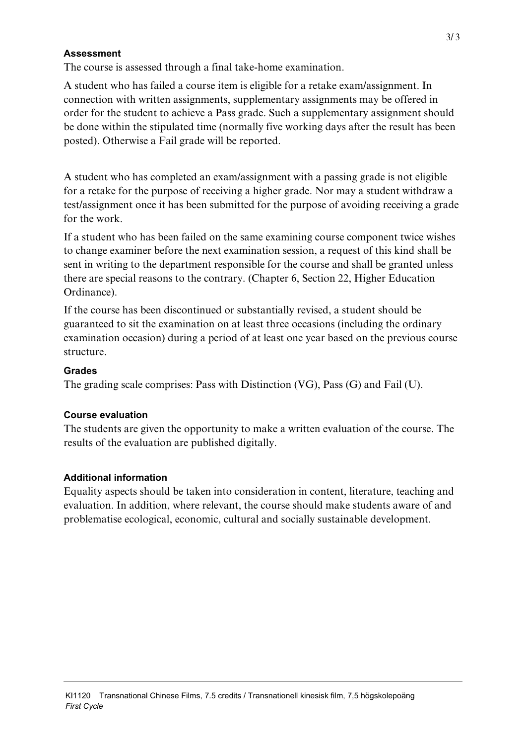### Assessment

The course is assessed through a final take-home examination.

A student who has failed a course item is eligible for a retake exam/assignment. In connection with written assignments, supplementary assignments may be offered in order for the student to achieve a Pass grade. Such a supplementary assignment should be done within the stipulated time (normally five working days after the result has been posted). Otherwise a Fail grade will be reported.

A student who has completed an exam/assignment with a passing grade is not eligible for a retake for the purpose of receiving a higher grade. Nor may a student withdraw a test/assignment once it has been submitted for the purpose of avoiding receiving a grade for the work.

If a student who has been failed on the same examining course component twice wishes to change examiner before the next examination session, a request of this kind shall be sent in writing to the department responsible for the course and shall be granted unless there are special reasons to the contrary. (Chapter 6, Section 22, Higher Education Ordinance).

If the course has been discontinued or substantially revised, a student should be guaranteed to sit the examination on at least three occasions (including the ordinary examination occasion) during a period of at least one year based on the previous course structure.

### Grades

The grading scale comprises: Pass with Distinction (VG), Pass (G) and Fail (U).

### Course evaluation

The students are given the opportunity to make a written evaluation of the course. The results of the evaluation are published digitally.

### Additional information

Equality aspects should be taken into consideration in content, literature, teaching and evaluation. In addition, where relevant, the course should make students aware of and problematise ecological, economic, cultural and socially sustainable development.